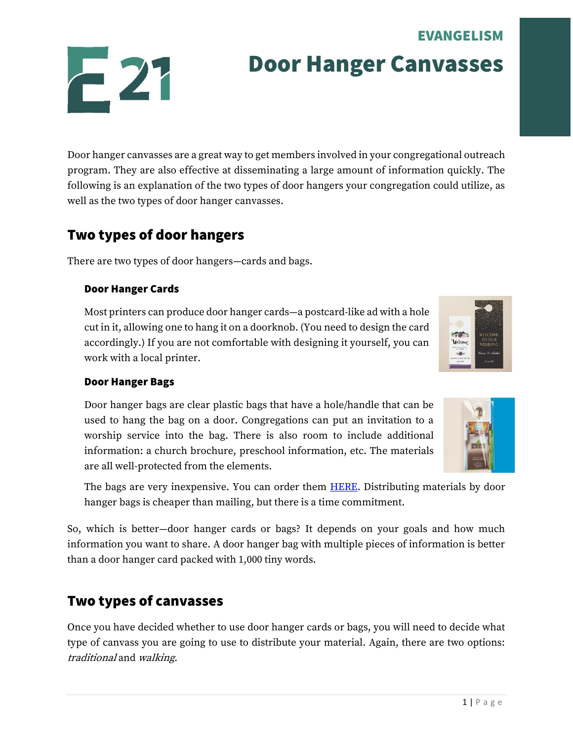EVANGELISM

# Door Hanger Canvasses

Door hanger canvasses are a great way to get members involved in your congregational outreach program. They are also effective at disseminating a large amount of information quickly. The following is an explanation of the two types of door hangers your congregation could utilize, as well as the two types of door hanger canvasses.

## Two types of door hangers

There are two types of door hangers—cards and bags.

### Door Hanger Cards

Most printers can produce door hanger cards—a postcard-like ad with a hole cut in it, allowing one to hang it on a doorknob. (You need to design the card accordingly.) If you are not comfortable with designing it yourself, you can work with a local printer.

### Door Hanger Bags

Door hanger bags are clear plastic bags that have a hole/handle that can be used to hang the bag on a door. Congregations can put an invitation to a worship service into the bag. There is also room to include additional information: a church brochure, preschool information, etc. The materials are all well-protected from the elements.

The bags are very inexpensive. You can order them HERE. Distributing materials by door hanger bags is cheaper than mailing, but there is a time commitment.

So, which is better—door hanger cards or bags? It depends on your goals and how much information you want to share. A door hanger bag with multiple pieces of information is better than a door hanger card packed with 1,000 tiny words.

## Two types of canvasses

Once you have decided whether to use door hanger cards or bags, you will need to decide what type of canvass you are going to use to distribute your material. Again, there are two options: *traditional* and *walking*.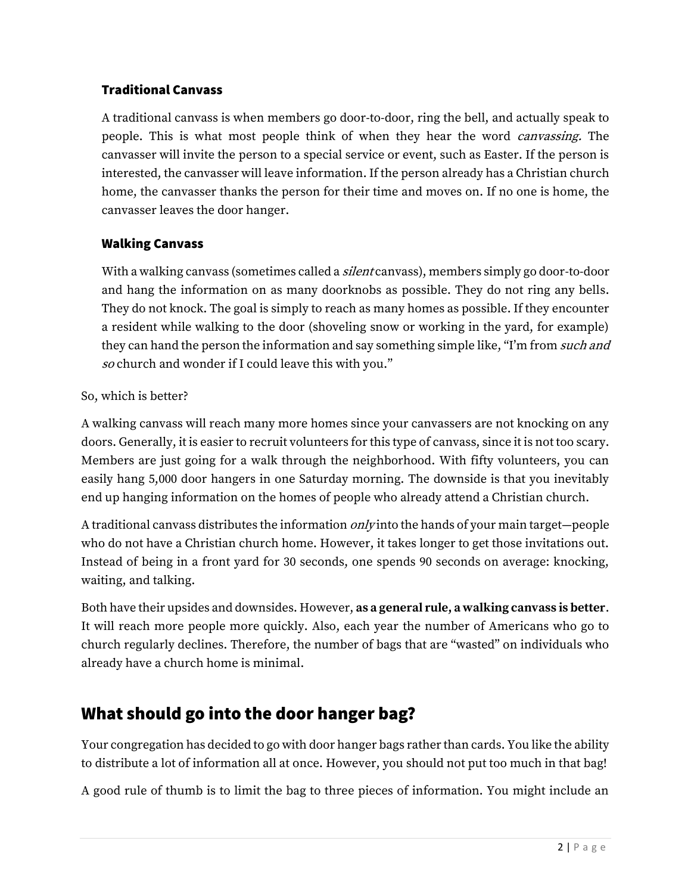### Traditional Canvass

A traditional canvass is when members go door-to-door, ring the bell, and actually speak to people. This is what most people think of when they hear the word *canvassing.* The canvasser will invite the person to a special service or event, such as Easter. If the person is interested, the canvasser will leave information. If the person already has a Christian church home, the canvasser thanks the person for their time and moves on. If no one is home, the canvasser leaves the door hanger.

### Walking Canvass

With a walking canvass (sometimes called a *silent* canvass), members simply go door-to-door and hang the information on as many doorknobs as possible. They do not ring any bells. They do not knock. The goal is simply to reach as many homes as possible. If they encounter a resident while walking to the door (shoveling snow or working in the yard, for example) they can hand the person the information and say something simple like, "I'm from *such and so* church and wonder if I could leave this with you."

So, which is better?

A walking canvass will reach many more homes since your canvassers are not knocking on any doors. Generally, it is easier to recruit volunteers for this type of canvass, since it is not too scary. Members are just going for a walk through the neighborhood. With fifty volunteers, you can easily hang 5,000 door hangers in one Saturday morning. The downside is that you inevitably end up hanging information on the homes of people who already attend a Christian church.

A traditional canvass distributes the information *only* into the hands of your main target—people who do not have a Christian church home. However, it takes longer to get those invitations out. Instead of being in a front yard for 30 seconds, one spends 90 seconds on average: knocking, waiting, and talking.

Both have their upsides and downsides. However, **as a general rule, a walking canvass is better**. It will reach more people more quickly. Also, each year the number of Americans who go to church regularly declines. Therefore, the number of bags that are "wasted" on individuals who already have a church home is minimal.

## What should go into the door hanger bag?

Your congregation has decided to go with door hanger bags rather than cards. You like the ability to distribute a lot of information all at once. However, you should not put too much in that bag!

A good rule of thumb is to limit the bag to three pieces of information. You might include an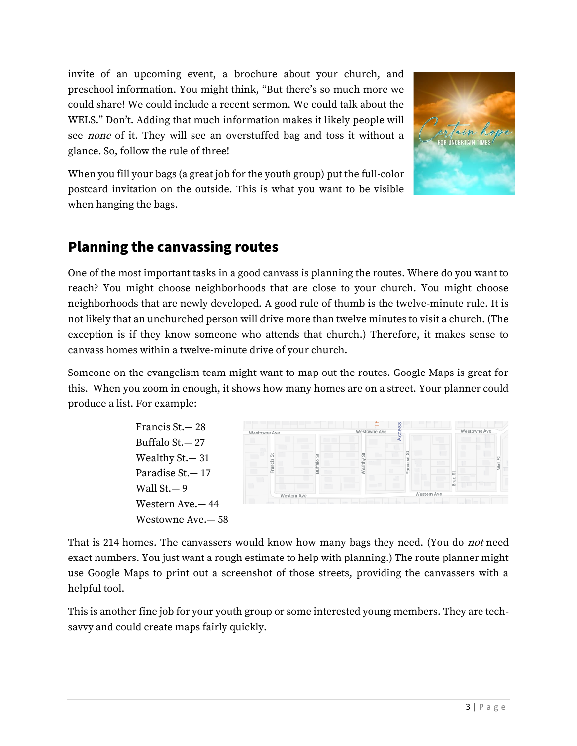invite of an upcoming event, a brochure about your church, and preschool information. You might think, "But there's so much more we could share! We could include a recent sermon. We could talk about the WELS." Don't. Adding that much information makes it likely people will see *none* of it. They will see an overstuffed bag and toss it without a glance. So, follow the rule of three!

When you fill your bags (a great job for the youth group) put the full-color postcard invitation on the outside. This is what you want to be visible when hanging the bags.

## Planning the canvassing routes

One of the most important tasks in a good canvass is planning the routes. Where do you want to reach? You might choose neighborhoods that are close to your church. You might choose neighborhoods that are newly developed. A good rule of thumb is the twelve-minute rule. It is not likely that an unchurched person will drive more than twelve minutes to visit a church. (The exception is if they know someone who attends that church.) Therefore, it makes sense to canvass homes within a twelve-minute drive of your church.

Someone on the evangelism team might want to map out the routes. Google Maps is great for this. When you zoom in enough, it shows how many homes are on a street. Your planner could produce a list. For example:

Francis St.— 28
Buffalo St.— 27
Wealthy St.— 31
Paradise St.— 17
Wall St.— 9
Western Ave.— 44
Westowne Ave.— 58

That is 214 homes. The canvassers would know how many bags they need. (You do *not* need exact numbers. You just want a rough estimate to help with planning.) The route planner might use Google Maps to print out a screenshot of those streets, providing the canvassers with a helpful tool.

This is another fine job for your youth group or some interested young members. They are tech-savvy and could create maps fairly quickly.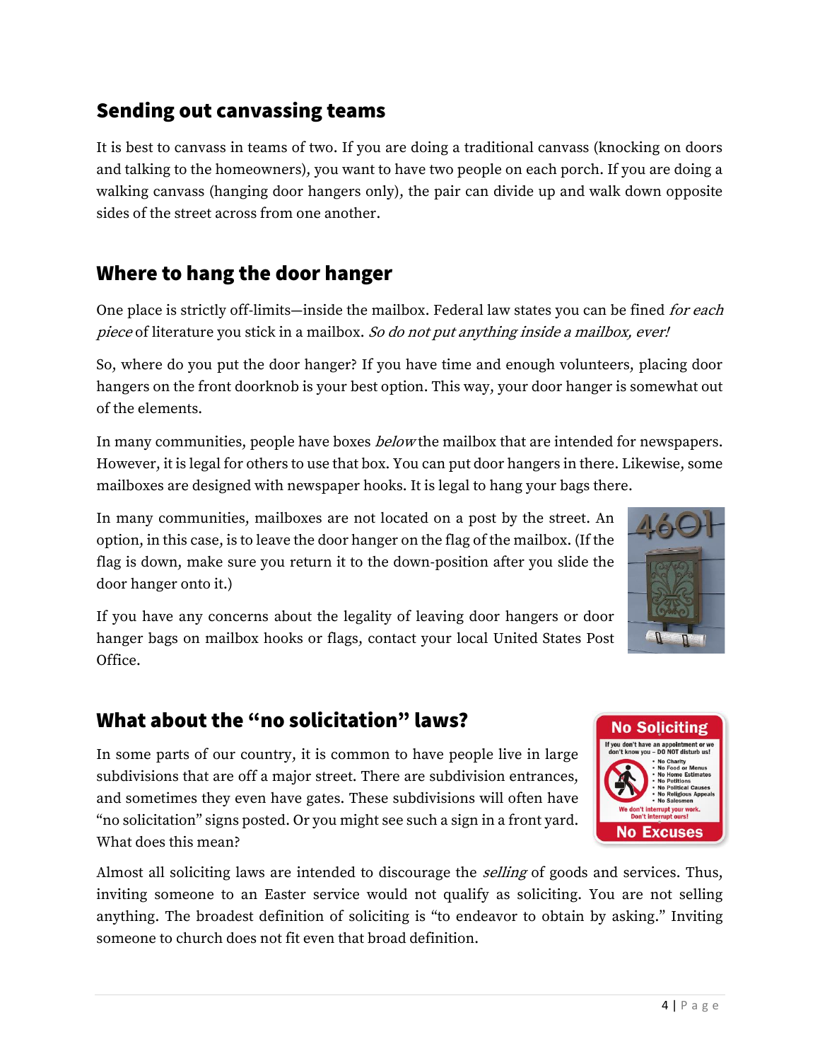## Sending out canvassing teams

It is best to canvass in teams of two. If you are doing a traditional canvass (knocking on doors and talking to the homeowners), you want to have two people on each porch. If you are doing a walking canvass (hanging door hangers only), the pair can divide up and walk down opposite sides of the street across from one another.

## Where to hang the door hanger

One place is strictly off-limits—inside the mailbox. Federal law states you can be fined *for each piece* of literature you stick in a mailbox. *So do not put anything inside a mailbox, ever!*

So, where do you put the door hanger? If you have time and enough volunteers, placing door hangers on the front doorknob is your best option. This way, your door hanger is somewhat out of the elements.

In many communities, people have boxes *below* the mailbox that are intended for newspapers. However, it is legal for others to use that box. You can put door hangers in there. Likewise, some mailboxes are designed with newspaper hooks. It is legal to hang your bags there.

In many communities, mailboxes are not located on a post by the street. An option, in this case, is to leave the door hanger on the flag of the mailbox. (If the flag is down, make sure you return it to the down-position after you slide the door hanger onto it.)

If you have any concerns about the legality of leaving door hangers or door hanger bags on mailbox hooks or flags, contact your local United States Post Office.

## What about the "no solicitation" laws?

In some parts of our country, it is common to have people live in large subdivisions that are off a major street. There are subdivision entrances, and sometimes they even have gates. These subdivisions will often have "no solicitation" signs posted. Or you might see such a sign in a front yard. What does this mean?

Almost all soliciting laws are intended to discourage the *selling* of goods and services. Thus, inviting someone to an Easter service would not qualify as soliciting. You are not selling anything. The broadest definition of soliciting is "to endeavor to obtain by asking." Inviting someone to church does not fit even that broad definition.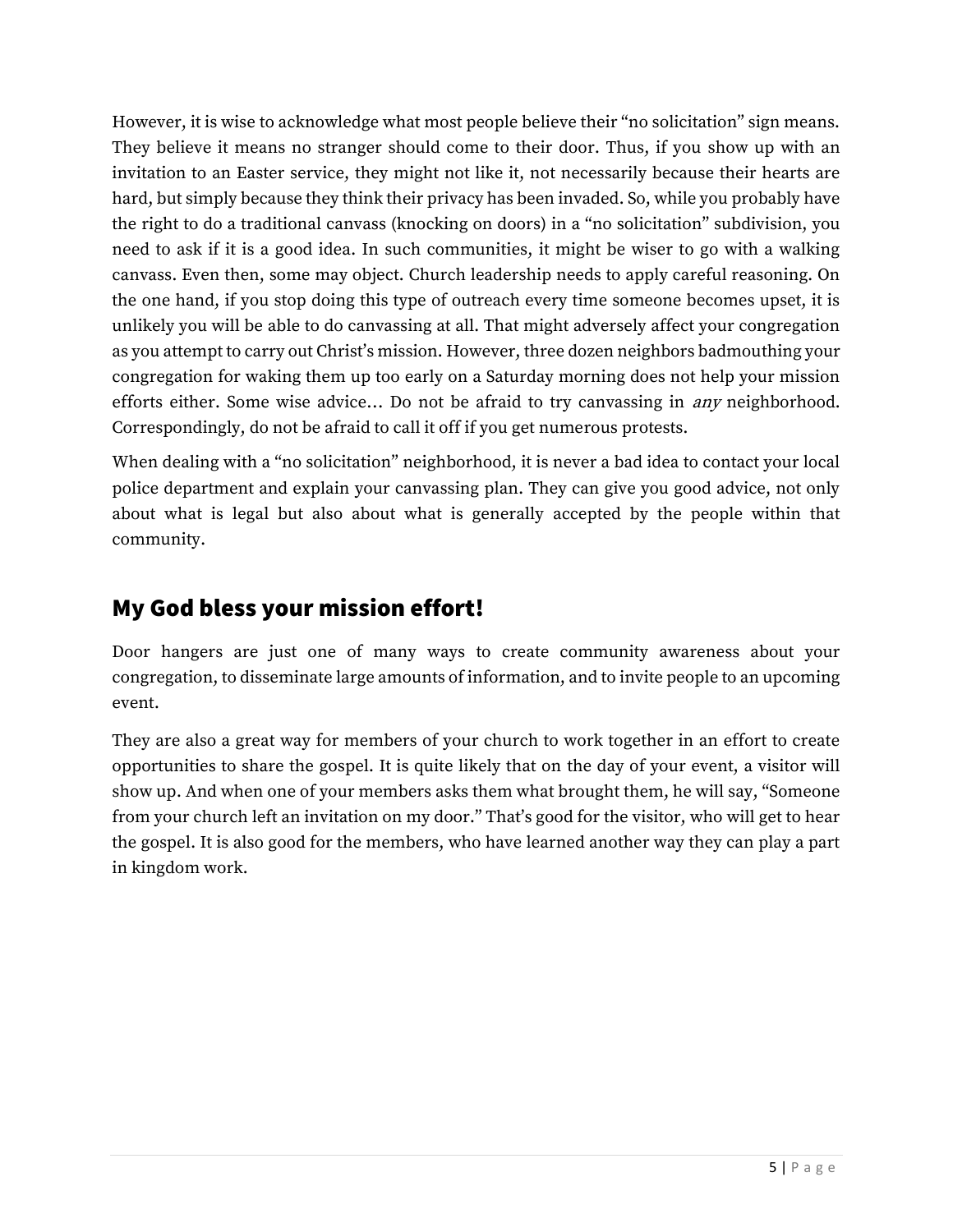However, it is wise to acknowledge what most people believe their "no solicitation" sign means. They believe it means no stranger should come to their door. Thus, if you show up with an invitation to an Easter service, they might not like it, not necessarily because their hearts are hard, but simply because they think their privacy has been invaded. So, while you probably have the right to do a traditional canvass (knocking on doors) in a "no solicitation" subdivision, you need to ask if it is a good idea. In such communities, it might be wiser to go with a walking canvass. Even then, some may object. Church leadership needs to apply careful reasoning. On the one hand, if you stop doing this type of outreach every time someone becomes upset, it is unlikely you will be able to do canvassing at all. That might adversely affect your congregation as you attempt to carry out Christ's mission. However, three dozen neighbors badmouthing your congregation for waking them up too early on a Saturday morning does not help your mission efforts either. Some wise advice… Do not be afraid to try canvassing in *any* neighborhood. Correspondingly, do not be afraid to call it off if you get numerous protests.

When dealing with a "no solicitation" neighborhood, it is never a bad idea to contact your local police department and explain your canvassing plan. They can give you good advice, not only about what is legal but also about what is generally accepted by the people within that community.

## My God bless your mission effort!

Door hangers are just one of many ways to create community awareness about your congregation, to disseminate large amounts of information, and to invite people to an upcoming event.

They are also a great way for members of your church to work together in an effort to create opportunities to share the gospel. It is quite likely that on the day of your event, a visitor will show up. And when one of your members asks them what brought them, he will say, "Someone from your church left an invitation on my door." That's good for the visitor, who will get to hear the gospel. It is also good for the members, who have learned another way they can play a part in kingdom work.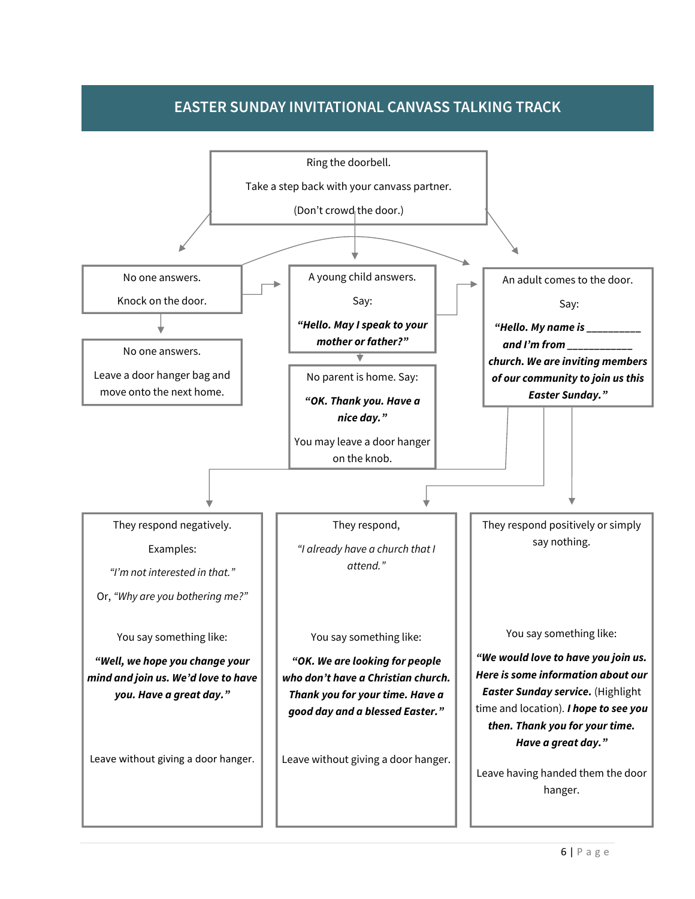## EASTER SUNDAY INVITATIONAL CANVASS TALKING TRACK

Ring the doorbell.

Take a step back with your canvass partner.

(Don't crowd the door.)

No one answers.

Knock on the door.

No one answers.

Leave a door hanger bag and move onto the next home.

A young child answers.

Say:

***"Hello. May I speak to your mother or father?"***

No parent is home. Say:

***"OK. Thank you. Have a nice day."***

You may leave a door hanger on the knob.

An adult comes to the door.

Say:

***"Hello. My name is __________ and I'm from ___________ church. We are inviting members of our community to join us this Easter Sunday."***

They respond negatively.

Examples:

*"I'm not interested in that."*

Or, *"Why are you bothering me?"*

You say something like:

***"Well, we hope you change your mind and join us. We'd love to have you. Have a great day."***

Leave without giving a door hanger.

They respond,

*"I already have a church that I attend."*

You say something like:

***"OK. We are looking for people who don't have a Christian church. Thank you for your time. Have a good day and a blessed Easter."***

Leave without giving a door hanger.

They respond positively or simply say nothing.

You say something like:

***"We would love to have you join us. Here is some information about our Easter Sunday service.*** (Highlight time and location). ***I hope to see you then. Thank you for your time. Have a great day."***

Leave having handed them the door hanger.